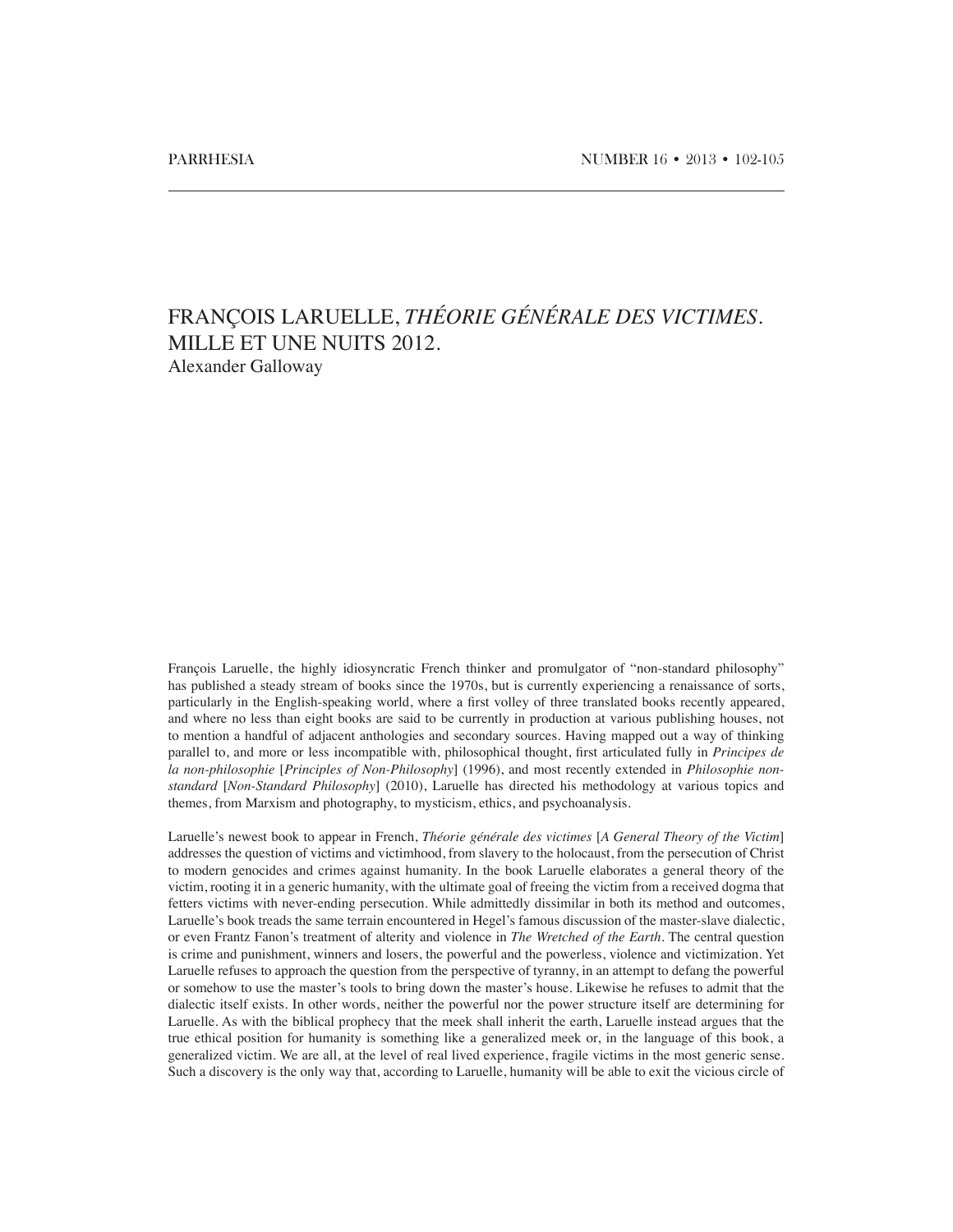# FRANÇOIS LARUELLE, *THÉORIE GÉNÉRALE DES VICTIMES*. MILLE ET UNE NUITS 2012.

Alexander Galloway

François Laruelle, the highly idiosyncratic French thinker and promulgator of "non-standard philosophy" has published a steady stream of books since the 1970s, but is currently experiencing a renaissance of sorts, particularly in the English-speaking world, where a first volley of three translated books recently appeared, and where no less than eight books are said to be currently in production at various publishing houses, not to mention a handful of adjacent anthologies and secondary sources. Having mapped out a way of thinking parallel to, and more or less incompatible with, philosophical thought, first articulated fully in *Principes de la non-philosophie* [*Principles of Non-Philosophy*] (1996), and most recently extended in *Philosophie non-standard* [*Non-Standard Philosophy*] (2010), Laruelle has directed his methodology at various topics and themes, from Marxism and photography, to mysticism, ethics, and psychoanalysis.

Laruelle's newest book to appear in French, *Théorie générale des victimes* [*A General Theory of the Victim*] addresses the question of victims and victimhood, from slavery to the holocaust, from the persecution of Christ to modern genocides and crimes against humanity. In the book Laruelle elaborates a general theory of the victim, rooting it in a generic humanity, with the ultimate goal of freeing the victim from a received dogma that fetters victims with never-ending persecution. While admittedly dissimilar in both its method and outcomes, Laruelle's book treads the same terrain encountered in Hegel's famous discussion of the master-slave dialectic, or even Frantz Fanon's treatment of alterity and violence in *The Wretched of the Earth*. The central question is crime and punishment, winners and losers, the powerful and the powerless, violence and victimization. Yet Laruelle refuses to approach the question from the perspective of tyranny, in an attempt to defang the powerful or somehow to use the master's tools to bring down the master's house. Likewise he refuses to admit that the dialectic itself exists. In other words, neither the powerful nor the power structure itself are determining for Laruelle. As with the biblical prophecy that the meek shall inherit the earth, Laruelle instead argues that the true ethical position for humanity is something like a generalized meek or, in the language of this book, a generalized victim. We are all, at the level of real lived experience, fragile victims in the most generic sense. Such a discovery is the only way that, according to Laruelle, humanity will be able to exit the vicious circle of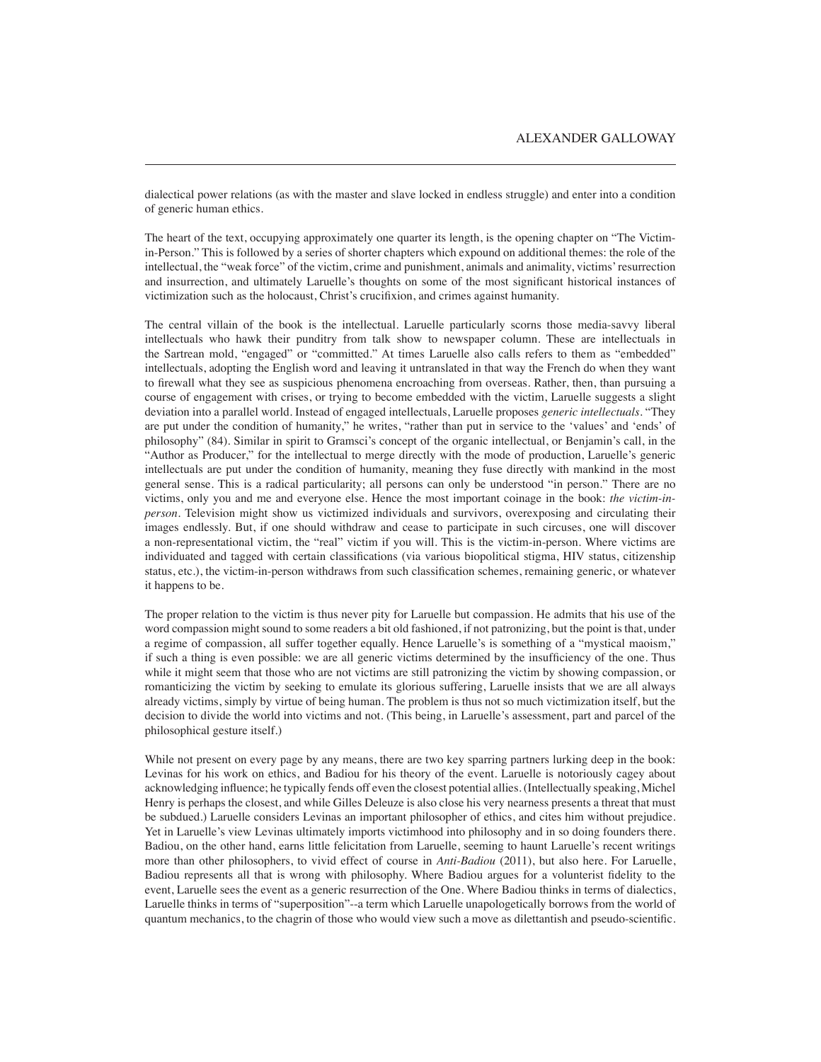dialectical power relations (as with the master and slave locked in endless struggle) and enter into a condition of generic human ethics.

The heart of the text, occupying approximately one quarter its length, is the opening chapter on "The Victim-in-Person." This is followed by a series of shorter chapters which expound on additional themes: the role of the intellectual, the "weak force" of the victim, crime and punishment, animals and animality, victims' resurrection and insurrection, and ultimately Laruelle's thoughts on some of the most significant historical instances of victimization such as the holocaust, Christ's crucifixion, and crimes against humanity.

The central villain of the book is the intellectual. Laruelle particularly scorns those media-savvy liberal intellectuals who hawk their punditry from talk show to newspaper column. These are intellectuals in the Sartrean mold, "engaged" or "committed." At times Laruelle also calls refers to them as "embedded" intellectuals, adopting the English word and leaving it untranslated in that way the French do when they want to firewall what they see as suspicious phenomena encroaching from overseas. Rather, then, than pursuing a course of engagement with crises, or trying to become embedded with the victim, Laruelle suggests a slight deviation into a parallel world. Instead of engaged intellectuals, Laruelle proposes *generic intellectuals*. "They are put under the condition of humanity," he writes, "rather than put in service to the 'values' and 'ends' of philosophy" (84). Similar in spirit to Gramsci's concept of the organic intellectual, or Benjamin's call, in the "Author as Producer," for the intellectual to merge directly with the mode of production, Laruelle's generic intellectuals are put under the condition of humanity, meaning they fuse directly with mankind in the most general sense. This is a radical particularity; all persons can only be understood "in person." There are no victims, only you and me and everyone else. Hence the most important coinage in the book: *the victim-in-person*. Television might show us victimized individuals and survivors, overexposing and circulating their images endlessly. But, if one should withdraw and cease to participate in such circuses, one will discover a non-representational victim, the "real" victim if you will. This is the victim-in-person. Where victims are individuated and tagged with certain classifications (via various biopolitical stigma, HIV status, citizenship status, etc.), the victim-in-person withdraws from such classification schemes, remaining generic, or whatever it happens to be.

The proper relation to the victim is thus never pity for Laruelle but compassion. He admits that his use of the word compassion might sound to some readers a bit old fashioned, if not patronizing, but the point is that, under a regime of compassion, all suffer together equally. Hence Laruelle's is something of a "mystical maoism," if such a thing is even possible: we are all generic victims determined by the insufficiency of the one. Thus while it might seem that those who are not victims are still patronizing the victim by showing compassion, or romanticizing the victim by seeking to emulate its glorious suffering, Laruelle insists that we are all always already victims, simply by virtue of being human. The problem is thus not so much victimization itself, but the decision to divide the world into victims and not. (This being, in Laruelle's assessment, part and parcel of the philosophical gesture itself.)

While not present on every page by any means, there are two key sparring partners lurking deep in the book: Levinas for his work on ethics, and Badiou for his theory of the event. Laruelle is notoriously cagey about acknowledging influence; he typically fends off even the closest potential allies. (Intellectually speaking, Michel Henry is perhaps the closest, and while Gilles Deleuze is also close his very nearness presents a threat that must be subdued.) Laruelle considers Levinas an important philosopher of ethics, and cites him without prejudice. Yet in Laruelle's view Levinas ultimately imports victimhood into philosophy and in so doing founders there. Badiou, on the other hand, earns little felicitation from Laruelle, seeming to haunt Laruelle's recent writings more than other philosophers, to vivid effect of course in *Anti-Badiou* (2011), but also here. For Laruelle, Badiou represents all that is wrong with philosophy. Where Badiou argues for a volunterist fidelity to the event, Laruelle sees the event as a generic resurrection of the One. Where Badiou thinks in terms of dialectics, Laruelle thinks in terms of "superposition"--a term which Laruelle unapologetically borrows from the world of quantum mechanics, to the chagrin of those who would view such a move as dilettantish and pseudo-scientific.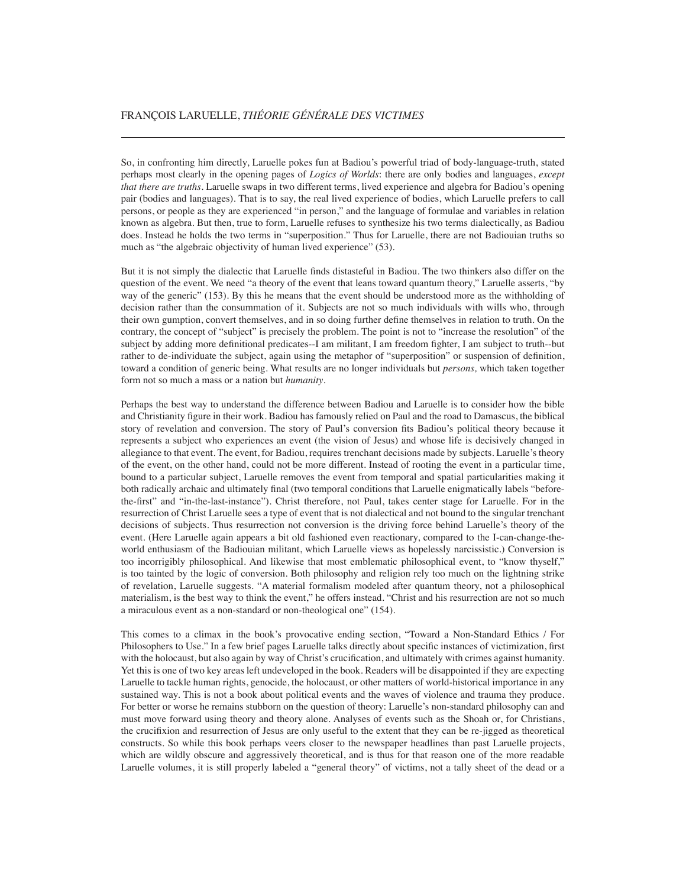So, in confronting him directly, Laruelle pokes fun at Badiou's powerful triad of body-language-truth, stated perhaps most clearly in the opening pages of *Logics of Worlds*: there are only bodies and languages, *except that there are truths*. Laruelle swaps in two different terms, lived experience and algebra for Badiou's opening pair (bodies and languages). That is to say, the real lived experience of bodies, which Laruelle prefers to call persons, or people as they are experienced "in person," and the language of formulae and variables in relation known as algebra. But then, true to form, Laruelle refuses to synthesize his two terms dialectically, as Badiou does. Instead he holds the two terms in "superposition." Thus for Laruelle, there are not Badiouian truths so much as "the algebraic objectivity of human lived experience" (53).

But it is not simply the dialectic that Laruelle finds distasteful in Badiou. The two thinkers also differ on the question of the event. We need "a theory of the event that leans toward quantum theory," Laruelle asserts, "by way of the generic" (153). By this he means that the event should be understood more as the withholding of decision rather than the consummation of it. Subjects are not so much individuals with wills who, through their own gumption, convert themselves, and in so doing further define themselves in relation to truth. On the contrary, the concept of "subject" is precisely the problem. The point is not to "increase the resolution" of the subject by adding more definitional predicates--I am militant, I am freedom fighter, I am subject to truth--but rather to de-individuate the subject, again using the metaphor of "superposition" or suspension of definition, toward a condition of generic being. What results are no longer individuals but *persons,* which taken together form not so much a mass or a nation but *humanity*.

Perhaps the best way to understand the difference between Badiou and Laruelle is to consider how the bible and Christianity figure in their work. Badiou has famously relied on Paul and the road to Damascus, the biblical story of revelation and conversion. The story of Paul's conversion fits Badiou's political theory because it represents a subject who experiences an event (the vision of Jesus) and whose life is decisively changed in allegiance to that event. The event, for Badiou, requires trenchant decisions made by subjects. Laruelle's theory of the event, on the other hand, could not be more different. Instead of rooting the event in a particular time, bound to a particular subject, Laruelle removes the event from temporal and spatial particularities making it both radically archaic and ultimately final (two temporal conditions that Laruelle enigmatically labels "before-the-first" and "in-the-last-instance"). Christ therefore, not Paul, takes center stage for Laruelle. For in the resurrection of Christ Laruelle sees a type of event that is not dialectical and not bound to the singular trenchant decisions of subjects. Thus resurrection not conversion is the driving force behind Laruelle's theory of the event. (Here Laruelle again appears a bit old fashioned even reactionary, compared to the I-can-change-the-world enthusiasm of the Badiouian militant, which Laruelle views as hopelessly narcissistic.) Conversion is too incorrigibly philosophical. And likewise that most emblematic philosophical event, to "know thyself," is too tainted by the logic of conversion. Both philosophy and religion rely too much on the lightning strike of revelation, Laruelle suggests. "A material formalism modeled after quantum theory, not a philosophical materialism, is the best way to think the event," he offers instead. "Christ and his resurrection are not so much a miraculous event as a non-standard or non-theological one" (154).

This comes to a climax in the book's provocative ending section, "Toward a Non-Standard Ethics / For Philosophers to Use." In a few brief pages Laruelle talks directly about specific instances of victimization, first with the holocaust, but also again by way of Christ's crucification, and ultimately with crimes against humanity. Yet this is one of two key areas left undeveloped in the book. Readers will be disappointed if they are expecting Laruelle to tackle human rights, genocide, the holocaust, or other matters of world-historical importance in any sustained way. This is not a book about political events and the waves of violence and trauma they produce. For better or worse he remains stubborn on the question of theory: Laruelle's non-standard philosophy can and must move forward using theory and theory alone. Analyses of events such as the Shoah or, for Christians, the crucifixion and resurrection of Jesus are only useful to the extent that they can be re-jigged as theoretical constructs. So while this book perhaps veers closer to the newspaper headlines than past Laruelle projects, which are wildly obscure and aggressively theoretical, and is thus for that reason one of the more readable Laruelle volumes, it is still properly labeled a "general theory" of victims, not a tally sheet of the dead or a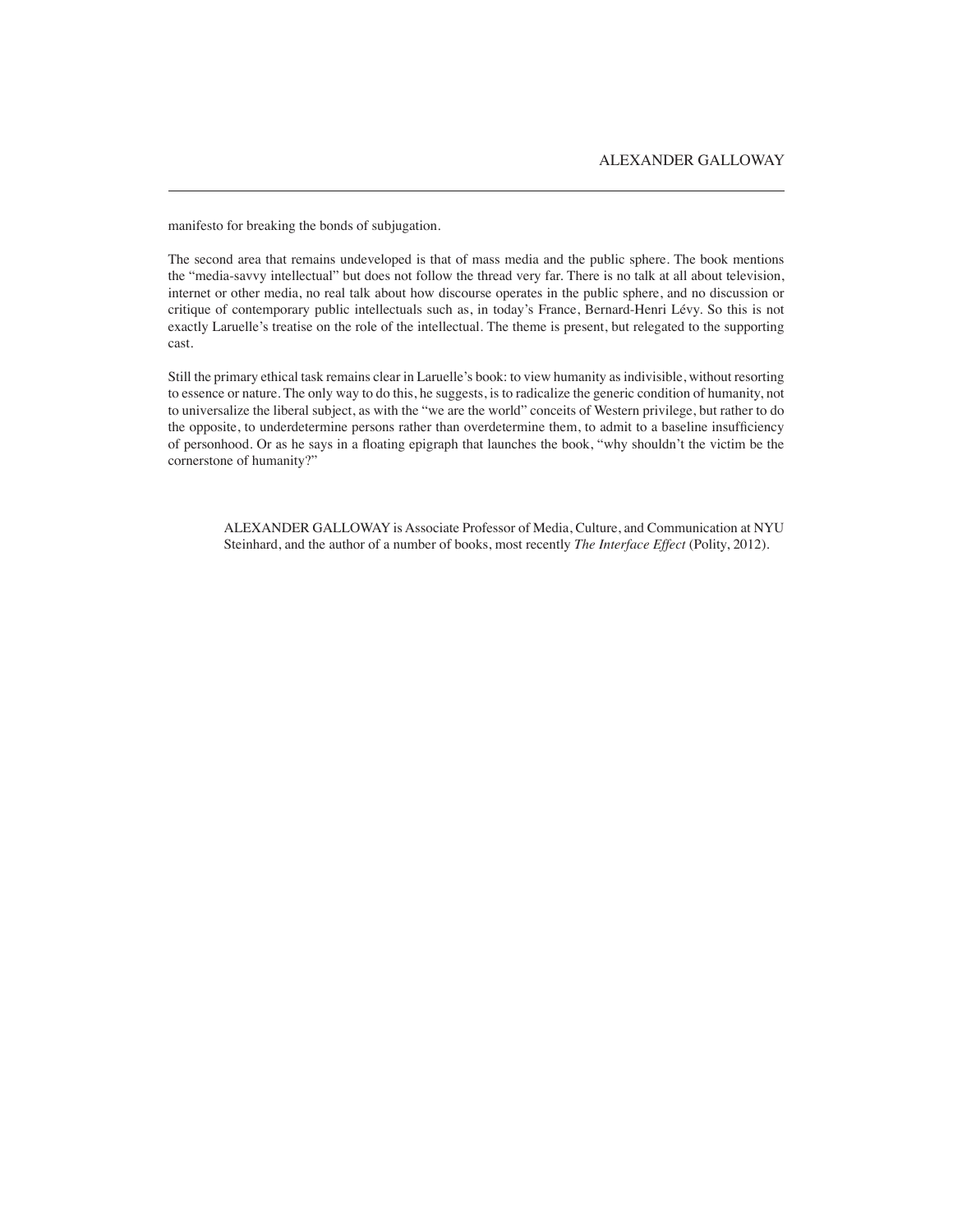manifesto for breaking the bonds of subjugation.

The second area that remains undeveloped is that of mass media and the public sphere. The book mentions the "media-savvy intellectual" but does not follow the thread very far. There is no talk at all about television, internet or other media, no real talk about how discourse operates in the public sphere, and no discussion or critique of contemporary public intellectuals such as, in today's France, Bernard-Henri Lévy. So this is not exactly Laruelle's treatise on the role of the intellectual. The theme is present, but relegated to the supporting cast.

Still the primary ethical task remains clear in Laruelle's book: to view humanity as indivisible, without resorting to essence or nature. The only way to do this, he suggests, is to radicalize the generic condition of humanity, not to universalize the liberal subject, as with the "we are the world" conceits of Western privilege, but rather to do the opposite, to underdetermine persons rather than overdetermine them, to admit to a baseline insufficiency of personhood. Or as he says in a floating epigraph that launches the book, "why shouldn't the victim be the cornerstone of humanity?"

ALEXANDER GALLOWAY is Associate Professor of Media, Culture, and Communication at NYU Steinhard, and the author of a number of books, most recently *The Interface Effect* (Polity, 2012).